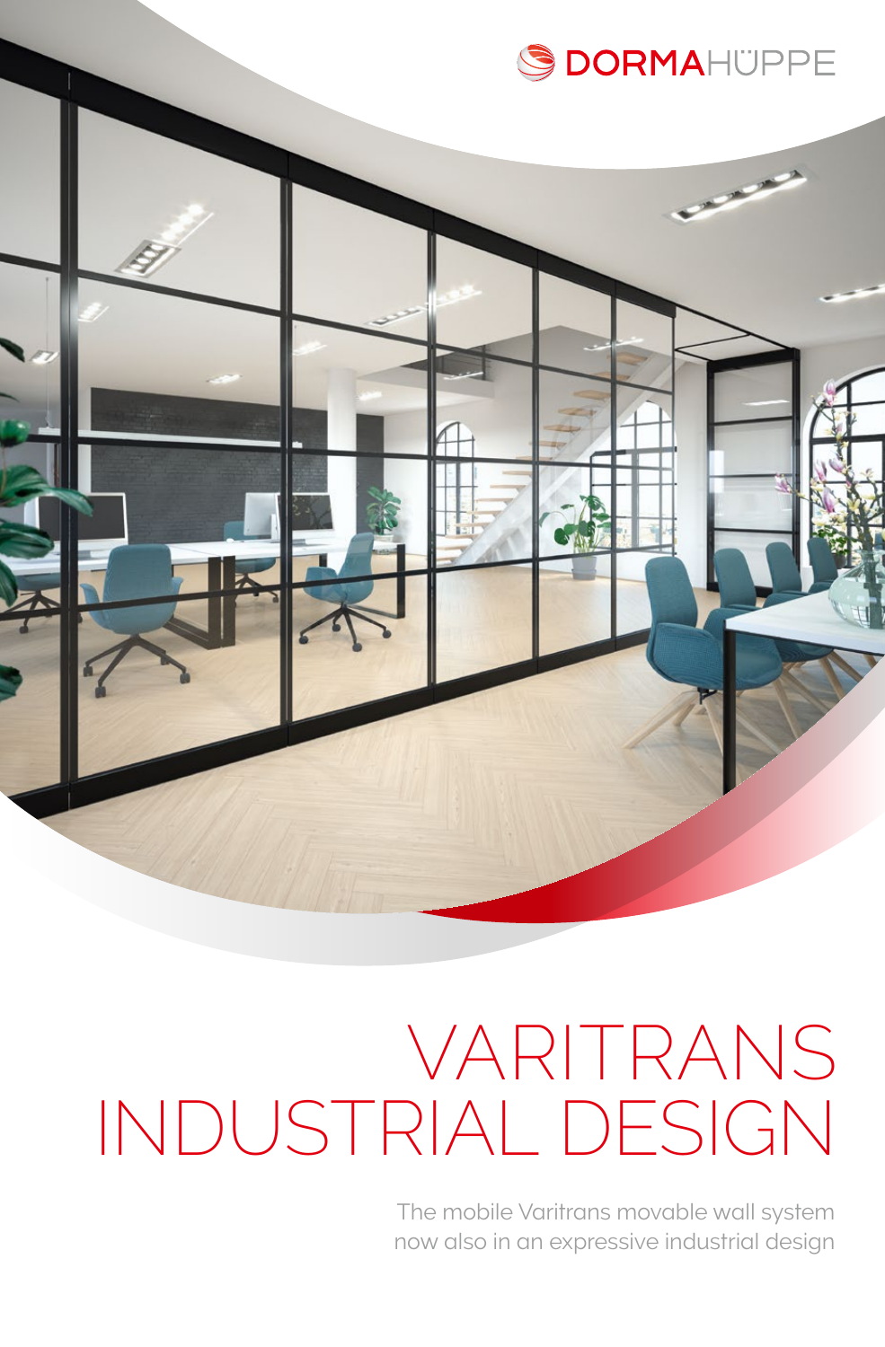DORMAHÜPPE

# VARITRANS INDUSTRIAL DESIGN

The mobile Varitrans movable wall system now also in an expressive industrial design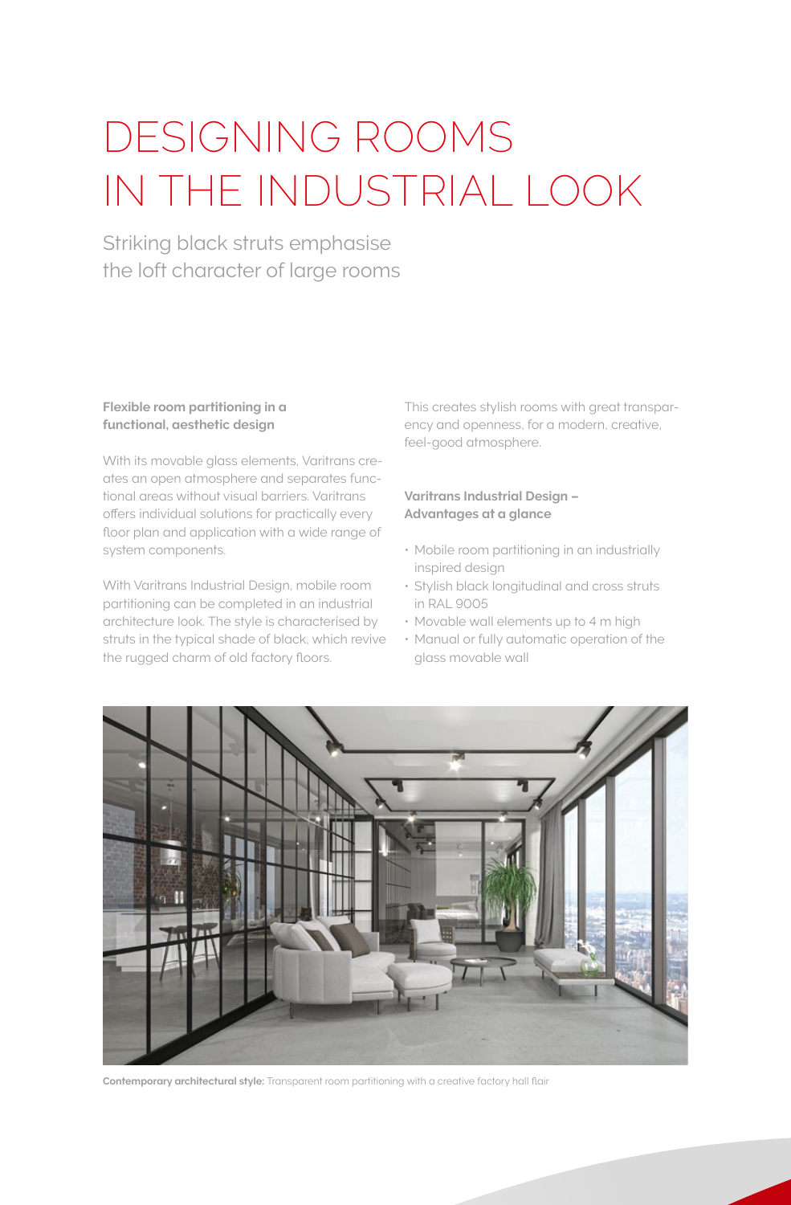# DESIGNING ROOMS IN THE INDUSTRIAL LOOK

Striking black struts emphasise the loft character of large rooms

**Flexible room partitioning in a functional, aesthetic design**

With its movable glass elements, Varitrans creates an open atmosphere and separates functional areas without visual barriers. Varitrans offers individual solutions for practically every floor plan and application with a wide range of system components.

With Varitrans Industrial Design, mobile room partitioning can be completed in an industrial architecture look. The style is characterised by struts in the typical shade of black, which revive the rugged charm of old factory floors.

This creates stylish rooms with great transparency and openness, for a modern, creative, feel-good atmosphere.

**Varitrans Industrial Design – Advantages at a glance**

- Mobile room partitioning in an industrially inspired design
- Stylish black longitudinal and cross struts in RAL 9005
- Movable wall elements up to 4 m high
- Manual or fully automatic operation of the glass movable wall

**Contemporary architectural style:** Transparent room partitioning with a creative factory hall flair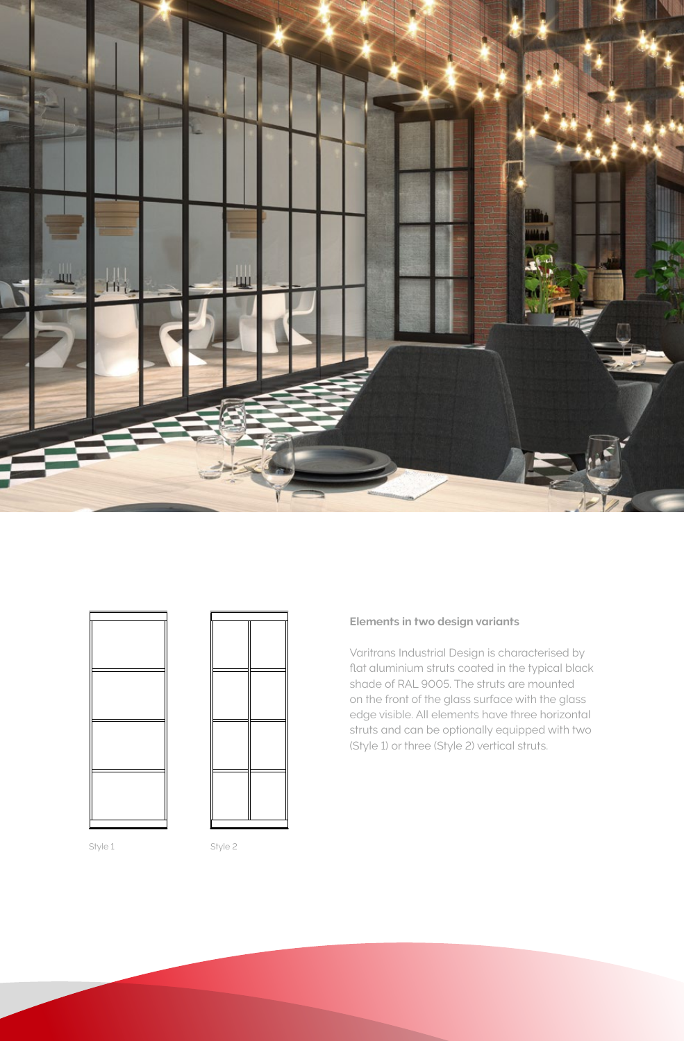Style 1

Style 2

**Elements in two design variants**

Varitrans Industrial Design is characterised by flat aluminium struts coated in the typical black shade of RAL 9005. The struts are mounted on the front of the glass surface with the glass edge visible. All elements have three horizontal struts and can be optionally equipped with two (Style 1) or three (Style 2) vertical struts.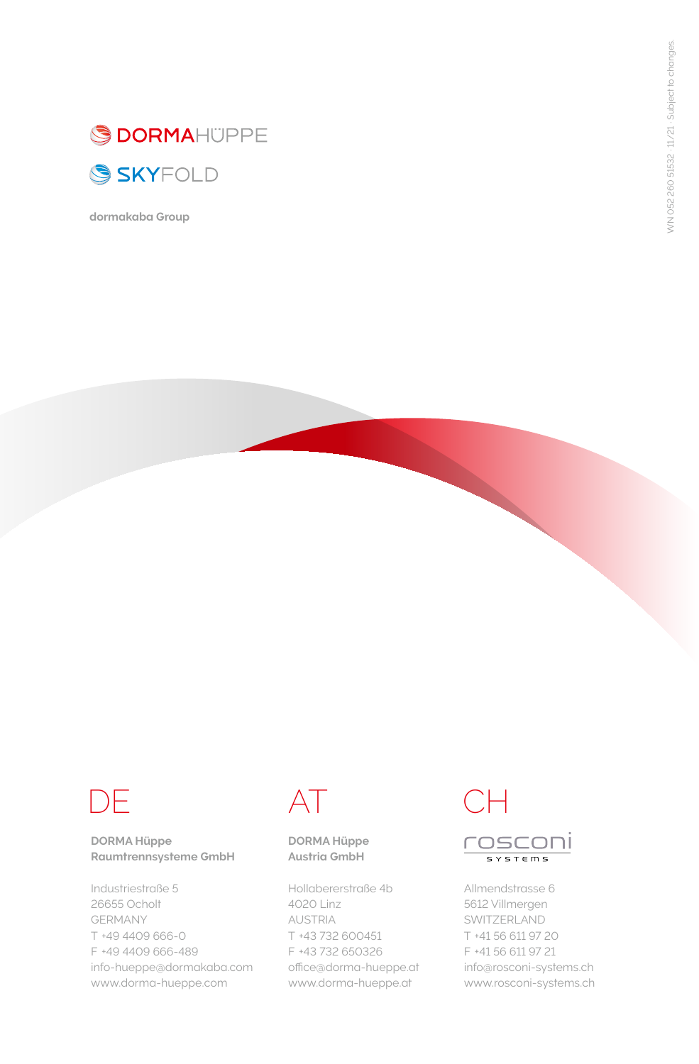DORMAHÜPPE

SKYFOLD

dormakaba Group

WN 052 260 51532 · 11/21 · Subject to changes.

## DE

**DORMA Hüppe Raumtrennsysteme GmbH**

Industriestraße 5
26655 Ocholt
GERMANY
T +49 4409 666-0
F +49 4409 666-489
info-hueppe@dormakaba.com
www.dorma-hueppe.com

## AT

**DORMA Hüppe Austria GmbH**

Hollabererstraße 4b
4020 Linz
AUSTRIA
T +43 732 600451
F +43 732 650326
office@dorma-hueppe.at
www.dorma-hueppe.at

## CH

rosconi SYSTEMS

Allmendstrasse 6
5612 Villmergen
SWITZERLAND
T +41 56 611 97 20
F +41 56 611 97 21
info@rosconi-systems.ch
www.rosconi-systems.ch